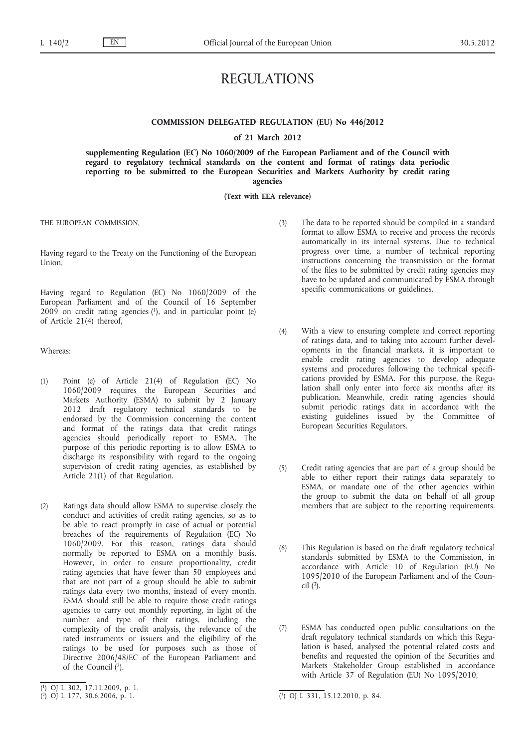# REGULATIONS

## COMMISSION DELEGATED REGULATION (EU) No 446/2012

### of 21 March 2012

### supplementing Regulation (EC) No 1060/2009 of the European Parliament and of the Council with regard to regulatory technical standards on the content and format of ratings data periodic reporting to be submitted to the European Securities and Markets Authority by credit rating agencies

**(Text with EEA relevance)**

THE EUROPEAN COMMISSION,

Having regard to the Treaty on the Functioning of the European Union,

Having regard to Regulation (EC) No 1060/2009 of the European Parliament and of the Council of 16 September 2009 on credit rating agencies [1], and in particular point (e) of Article 21(4) thereof,

Whereas:

(1) Point (e) of Article 21(4) of Regulation (EC) No 1060/2009 requires the European Securities and Markets Authority (ESMA) to submit by 2 January 2012 draft regulatory technical standards to be endorsed by the Commission concerning the content and format of the ratings data that credit ratings agencies should periodically report to ESMA. The purpose of this periodic reporting is to allow ESMA to discharge its responsibility with regard to the ongoing supervision of credit rating agencies, as established by Article 21(1) of that Regulation.

(2) Ratings data should allow ESMA to supervise closely the conduct and activities of credit rating agencies, so as to be able to react promptly in case of actual or potential breaches of the requirements of Regulation (EC) No 1060/2009. For this reason, ratings data should normally be reported to ESMA on a monthly basis. However, in order to ensure proportionality, credit rating agencies that have fewer than 50 employees and that are not part of a group should be able to submit ratings data every two months, instead of every month. ESMA should still be able to require those credit ratings agencies to carry out monthly reporting, in light of the number and type of their ratings, including the complexity of the credit analysis, the relevance of the rated instruments or issuers and the eligibility of the ratings to be used for purposes such as those of Directive 2006/48/EC of the European Parliament and of the Council [2].

(3) The data to be reported should be compiled in a standard format to allow ESMA to receive and process the records automatically in its internal systems. Due to technical progress over time, a number of technical reporting instructions concerning the transmission or the format of the files to be submitted by credit rating agencies may have to be updated and communicated by ESMA through specific communications or guidelines.

(4) With a view to ensuring complete and correct reporting of ratings data, and to taking into account further developments in the financial markets, it is important to enable credit rating agencies to develop adequate systems and procedures following the technical specifications provided by ESMA. For this purpose, the Regulation shall only enter into force six months after its publication. Meanwhile, credit rating agencies should submit periodic ratings data in accordance with the existing guidelines issued by the Committee of European Securities Regulators.

(5) Credit rating agencies that are part of a group should be able to either report their ratings data separately to ESMA, or mandate one of the other agencies within the group to submit the data on behalf of all group members that are subject to the reporting requirements.

(6) This Regulation is based on the draft regulatory technical standards submitted by ESMA to the Commission, in accordance with Article 10 of Regulation (EU) No 1095/2010 of the European Parliament and of the Council [3].

(7) ESMA has conducted open public consultations on the draft regulatory technical standards on which this Regulation is based, analysed the potential related costs and benefits and requested the opinion of the Securities and Markets Stakeholder Group established in accordance with Article 37 of Regulation (EU) No 1095/2010,

---

[1] OJ L 302, 17.11.2009, p. 1.

[2] OJ L 177, 30.6.2006, p. 1.

[3] OJ L 331, 15.12.2010, p. 84.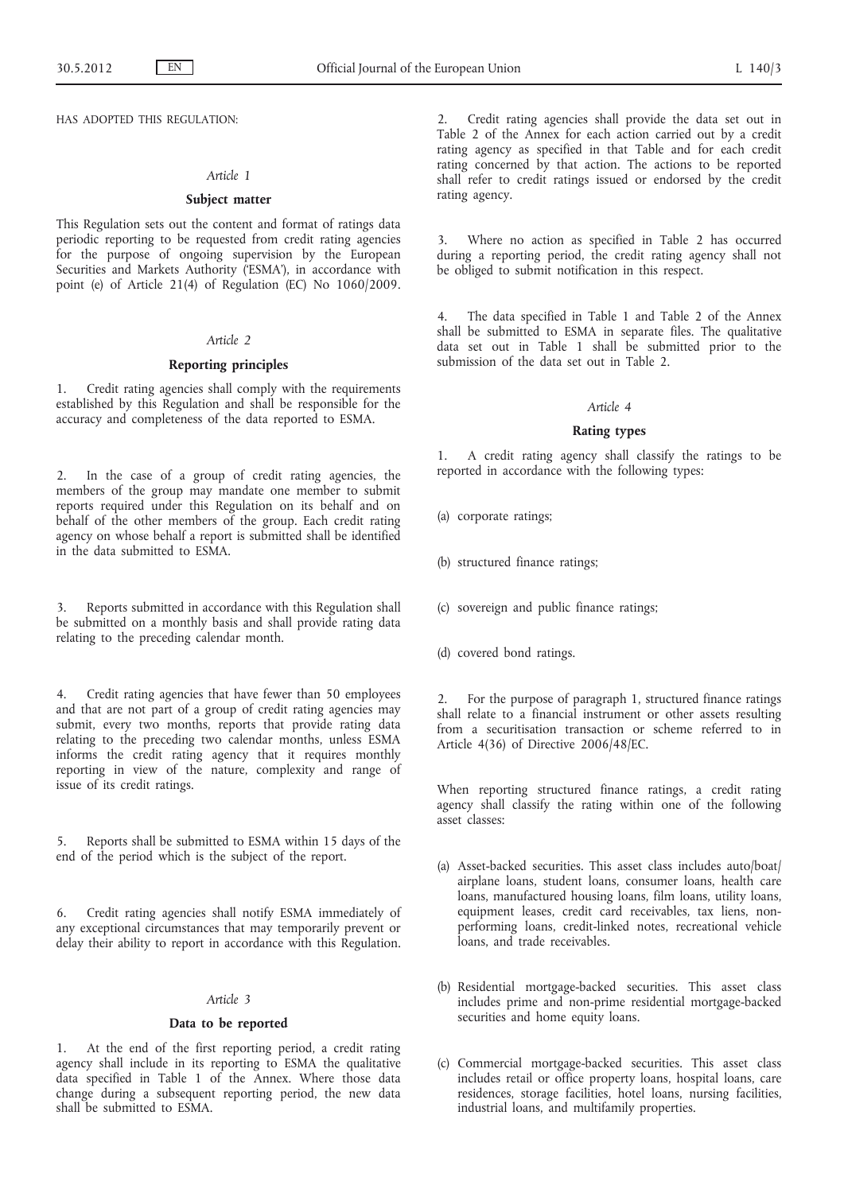HAS ADOPTED THIS REGULATION:

### *Article 1*

#### **Subject matter**

This Regulation sets out the content and format of ratings data periodic reporting to be requested from credit rating agencies for the purpose of ongoing supervision by the European Securities and Markets Authority ('ESMA'), in accordance with point (e) of Article 21(4) of Regulation (EC) No 1060/2009.

### *Article 2*

#### **Reporting principles**

1. Credit rating agencies shall comply with the requirements established by this Regulation and shall be responsible for the accuracy and completeness of the data reported to ESMA.

2. In the case of a group of credit rating agencies, the members of the group may mandate one member to submit reports required under this Regulation on its behalf and on behalf of the other members of the group. Each credit rating agency on whose behalf a report is submitted shall be identified in the data submitted to ESMA.

3. Reports submitted in accordance with this Regulation shall be submitted on a monthly basis and shall provide rating data relating to the preceding calendar month.

4. Credit rating agencies that have fewer than 50 employees and that are not part of a group of credit rating agencies may submit, every two months, reports that provide rating data relating to the preceding two calendar months, unless ESMA informs the credit rating agency that it requires monthly reporting in view of the nature, complexity and range of issue of its credit ratings.

5. Reports shall be submitted to ESMA within 15 days of the end of the period which is the subject of the report.

6. Credit rating agencies shall notify ESMA immediately of any exceptional circumstances that may temporarily prevent or delay their ability to report in accordance with this Regulation.

### *Article 3*

#### **Data to be reported**

1. At the end of the first reporting period, a credit rating agency shall include in its reporting to ESMA the qualitative data specified in Table 1 of the Annex. Where those data change during a subsequent reporting period, the new data shall be submitted to ESMA.

2. Credit rating agencies shall provide the data set out in Table 2 of the Annex for each action carried out by a credit rating agency as specified in that Table and for each credit rating concerned by that action. The actions to be reported shall refer to credit ratings issued or endorsed by the credit rating agency.

3. Where no action as specified in Table 2 has occurred during a reporting period, the credit rating agency shall not be obliged to submit notification in this respect.

4. The data specified in Table 1 and Table 2 of the Annex shall be submitted to ESMA in separate files. The qualitative data set out in Table 1 shall be submitted prior to the submission of the data set out in Table 2.

### *Article 4*

#### **Rating types**

1. A credit rating agency shall classify the ratings to be reported in accordance with the following types:

(a) corporate ratings;

(b) structured finance ratings;

(c) sovereign and public finance ratings;

(d) covered bond ratings.

2. For the purpose of paragraph 1, structured finance ratings shall relate to a financial instrument or other assets resulting from a securitisation transaction or scheme referred to in Article 4(36) of Directive 2006/48/EC.

When reporting structured finance ratings, a credit rating agency shall classify the rating within one of the following asset classes:

(a) Asset-backed securities. This asset class includes auto/boat/airplane loans, student loans, consumer loans, health care loans, manufactured housing loans, film loans, utility loans, equipment leases, credit card receivables, tax liens, non-performing loans, credit-linked notes, recreational vehicle loans, and trade receivables.

(b) Residential mortgage-backed securities. This asset class includes prime and non-prime residential mortgage-backed securities and home equity loans.

(c) Commercial mortgage-backed securities. This asset class includes retail or office property loans, hospital loans, care residences, storage facilities, hotel loans, nursing facilities, industrial loans, and multifamily properties.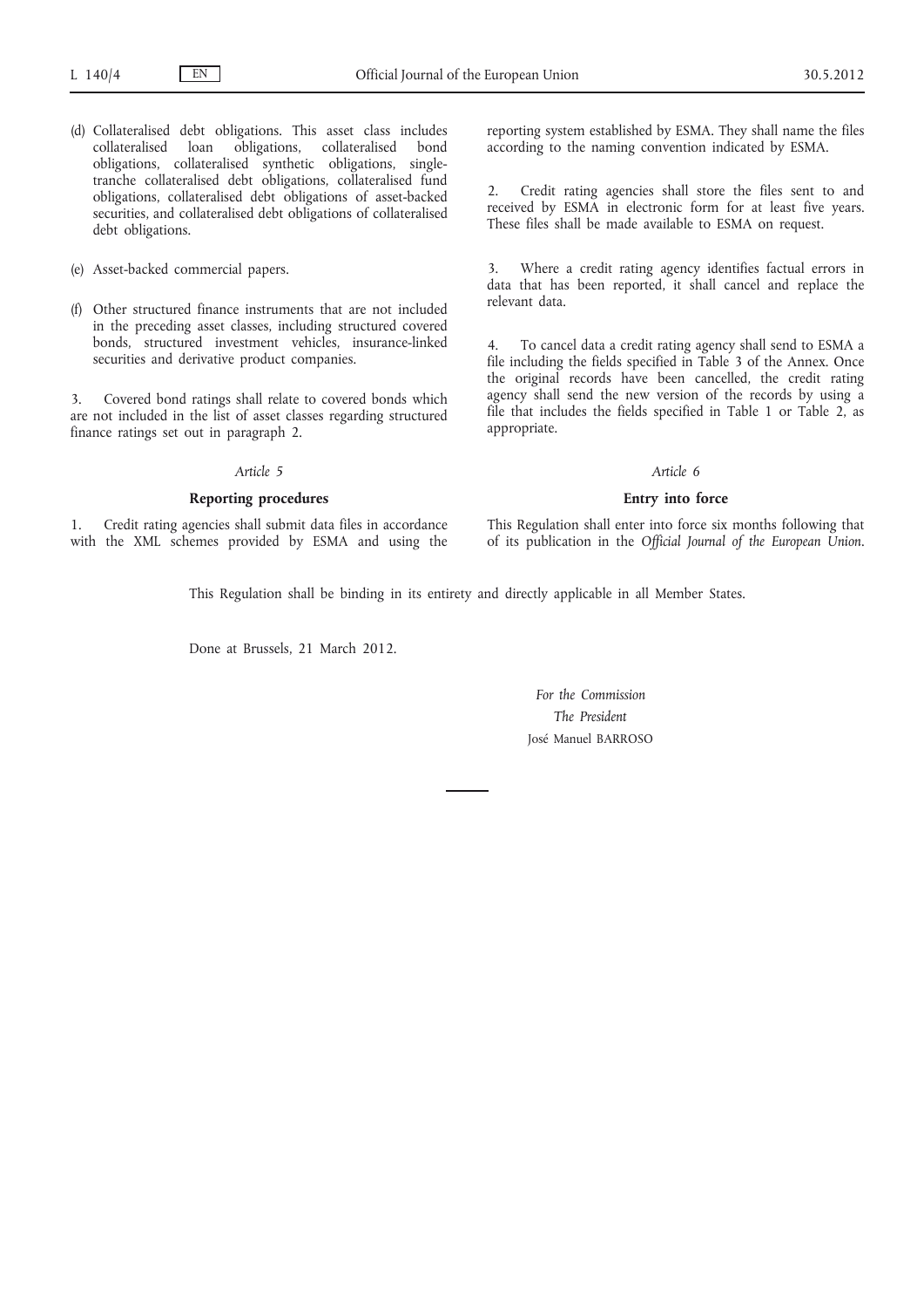(d) Collateralised debt obligations. This asset class includes collateralised loan obligations, collateralised bond obligations, collateralised synthetic obligations, single-tranche collateralised debt obligations, collateralised fund obligations, collateralised debt obligations of asset-backed securities, and collateralised debt obligations of collateralised debt obligations.

(e) Asset-backed commercial papers.

(f) Other structured finance instruments that are not included in the preceding asset classes, including structured covered bonds, structured investment vehicles, insurance-linked securities and derivative product companies.

3. Covered bond ratings shall relate to covered bonds which are not included in the list of asset classes regarding structured finance ratings set out in paragraph 2.

*Article 5*

**Reporting procedures**

1. Credit rating agencies shall submit data files in accordance with the XML schemes provided by ESMA and using the reporting system established by ESMA. They shall name the files according to the naming convention indicated by ESMA.

2. Credit rating agencies shall store the files sent to and received by ESMA in electronic form for at least five years. These files shall be made available to ESMA on request.

3. Where a credit rating agency identifies factual errors in data that has been reported, it shall cancel and replace the relevant data.

4. To cancel data a credit rating agency shall send to ESMA a file including the fields specified in Table 3 of the Annex. Once the original records have been cancelled, the credit rating agency shall send the new version of the records by using a file that includes the fields specified in Table 1 or Table 2, as appropriate.

*Article 6*

**Entry into force**

This Regulation shall enter into force six months following that of its publication in the *Official Journal of the European Union*.

This Regulation shall be binding in its entirety and directly applicable in all Member States.

Done at Brussels, 21 March 2012.

*For the Commission*

*The President*

José Manuel BARROSO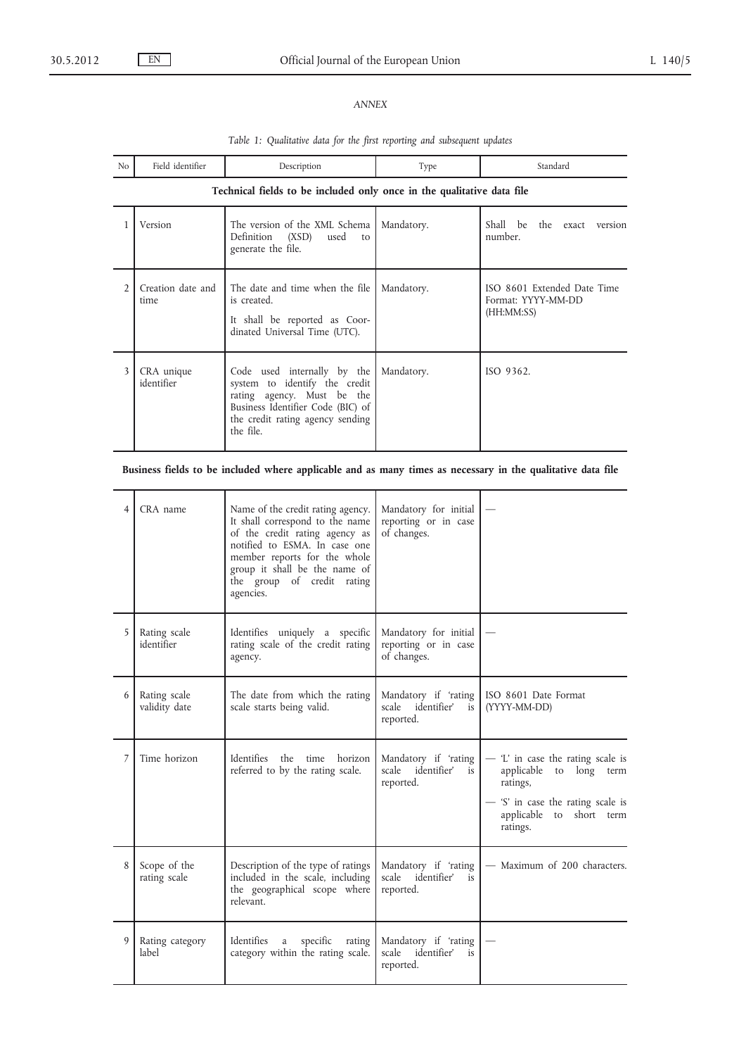*ANNEX*

*Table 1: Qualitative data for the first reporting and subsequent updates*

| No | Field identifier | Description | Type | Standard |
|---|---|---|---|---|
| **Technical fields to be included only once in the qualitative data file** | | | | |
| 1 | Version | The version of the XML Schema Definition (XSD) used to generate the file. | Mandatory. | Shall be the exact version number. |
| 2 | Creation date and time | The date and time when the file is created.<br>It shall be reported as Coordinated Universal Time (UTC). | Mandatory. | ISO 8601 Extended Date Time Format: YYYY-MM-DD (HH:MM:SS) |
| 3 | CRA unique identifier | Code used internally by the system to identify the credit rating agency. Must be the Business Identifier Code (BIC) of the credit rating agency sending the file. | Mandatory. | ISO 9362. |
| **Business fields to be included where applicable and as many times as necessary in the qualitative data file** | | | | |
| 4 | CRA name | Name of the credit rating agency. It shall correspond to the name of the credit rating agency as notified to ESMA. In case one member reports for the whole group it shall be the name of the group of credit rating agencies. | Mandatory for initial reporting or in case of changes. | — |
| 5 | Rating scale identifier | Identifies uniquely a specific rating scale of the credit rating agency. | Mandatory for initial reporting or in case of changes. | — |
| 6 | Rating scale validity date | The date from which the rating scale starts being valid. | Mandatory if 'rating scale identifier' is reported. | ISO 8601 Date Format (YYYY-MM-DD) |
| 7 | Time horizon | Identifies the time horizon referred to by the rating scale. | Mandatory if 'rating scale identifier' is reported. | — 'L' in case the rating scale is applicable to long term ratings,<br>— 'S' in case the rating scale is applicable to short term ratings. |
| 8 | Scope of the rating scale | Description of the type of ratings included in the scale, including the geographical scope where relevant. | Mandatory if 'rating scale identifier' is reported. | — Maximum of 200 characters. |
| 9 | Rating category label | Identifies a specific rating category within the rating scale. | Mandatory if 'rating scale identifier' is reported. | — |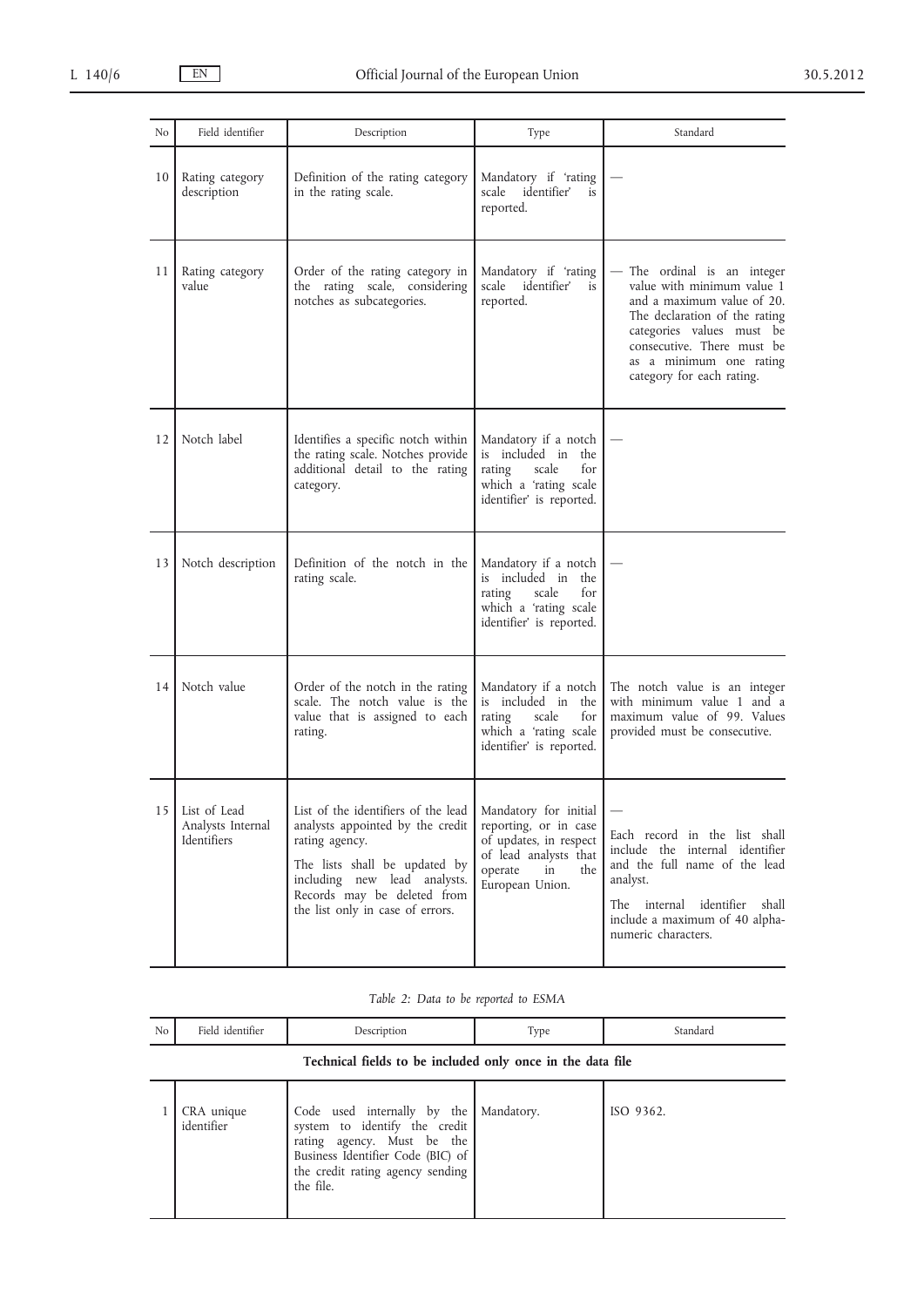| No | Field identifier | Description | Type | Standard |
|---|---|---|---|---|
| 10 | Rating category description | Definition of the rating category in the rating scale. | Mandatory if 'rating scale identifier' is reported. | — |
| 11 | Rating category value | Order of the rating category in the rating scale, considering notches as subcategories. | Mandatory if 'rating scale identifier' is reported. | — The ordinal is an integer value with minimum value 1 and a maximum value of 20. The declaration of the rating categories values must be consecutive. There must be as a minimum one rating category for each rating. |
| 12 | Notch label | Identifies a specific notch within the rating scale. Notches provide additional detail to the rating category. | Mandatory if a notch is included in the rating scale for which a 'rating scale identifier' is reported. | — |
| 13 | Notch description | Definition of the notch in the rating scale. | Mandatory if a notch is included in the rating scale for which a 'rating scale identifier' is reported. | — |
| 14 | Notch value | Order of the notch in the rating scale. The notch value is the value that is assigned to each rating. | Mandatory if a notch is included in the rating scale for which a 'rating scale identifier' is reported. | The notch value is an integer with minimum value 1 and a maximum value of 99. Values provided must be consecutive. |
| 15 | List of Lead Analysts Internal Identifiers | List of the identifiers of the lead analysts appointed by the credit rating agency. The lists shall be updated by including new lead analysts. Records may be deleted from the list only in case of errors. | Mandatory for initial reporting, or in case of updates, in respect of lead analysts that operate in the European Union. | — Each record in the list shall include the internal identifier and the full name of the lead analyst. The internal identifier shall include a maximum of 40 alphanumeric characters. |

*Table 2: Data to be reported to ESMA*

| No | Field identifier | Description | Type | Standard |
|---|---|---|---|---|
| | **Technical fields to be included only once in the data file** | | | |
| 1 | CRA unique identifier | Code used internally by the system to identify the credit rating agency. Must be the Business Identifier Code (BIC) of the credit rating agency sending the file. | Mandatory. | ISO 9362. |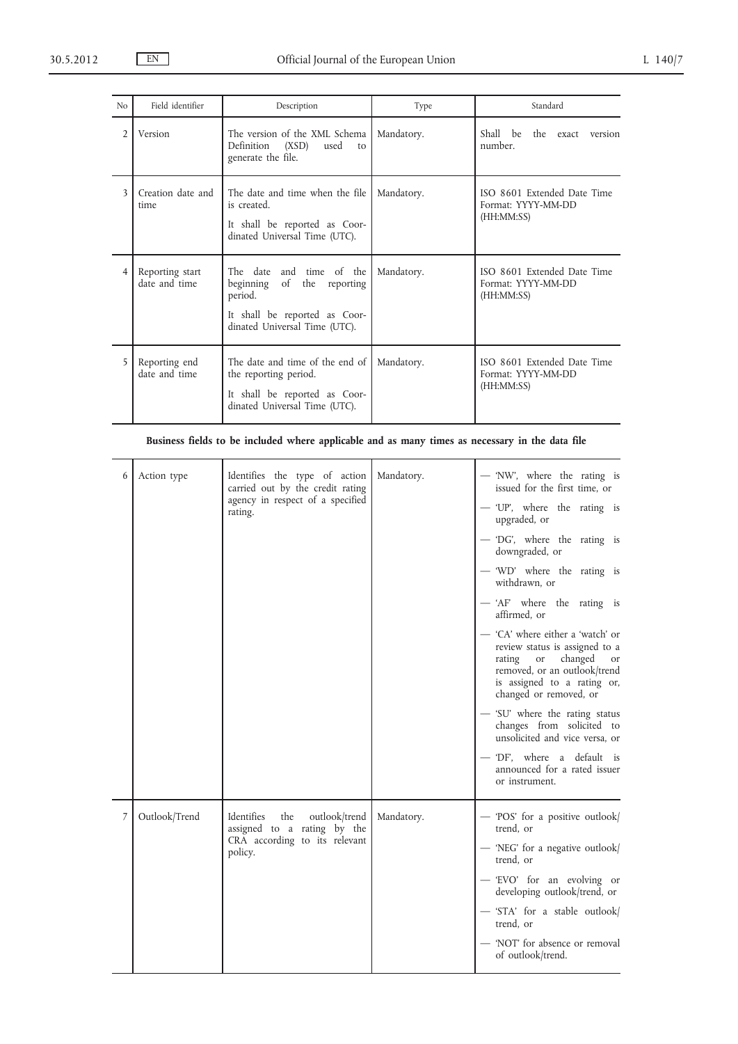| No | Field identifier | Description | Type | Standard |
|---|---|---|---|---|
| 2 | Version | The version of the XML Schema Definition (XSD) used to generate the file. | Mandatory. | Shall be the exact version number. |
| 3 | Creation date and time | The date and time when the file is created.<br><br>It shall be reported as Coordinated Universal Time (UTC). | Mandatory. | ISO 8601 Extended Date Time Format: YYYY-MM-DD (HH:MM:SS) |
| 4 | Reporting start date and time | The date and time of the beginning of the reporting period.<br><br>It shall be reported as Coordinated Universal Time (UTC). | Mandatory. | ISO 8601 Extended Date Time Format: YYYY-MM-DD (HH:MM:SS) |
| 5 | Reporting end date and time | The date and time of the end of the reporting period.<br><br>It shall be reported as Coordinated Universal Time (UTC). | Mandatory. | ISO 8601 Extended Date Time Format: YYYY-MM-DD (HH:MM:SS) |

**Business fields to be included where applicable and as many times as necessary in the data file**

| No | Field identifier | Description | Type | Standard |
|---|---|---|---|---|
| 6 | Action type | Identifies the type of action carried out by the credit rating agency in respect of a specified rating. | Mandatory. | — 'NW', where the rating is issued for the first time, or<br>— 'UP', where the rating is upgraded, or<br>— 'DG', where the rating is downgraded, or<br>— 'WD' where the rating is withdrawn, or<br>— 'AF' where the rating is affirmed, or<br>— 'CA' where either a 'watch' or review status is assigned to a rating or changed or removed, or an outlook/trend is assigned to a rating or, changed or removed, or<br>— 'SU' where the rating status changes from solicited to unsolicited and vice versa, or<br>— 'DF', where a default is announced for a rated issuer or instrument. |
| 7 | Outlook/Trend | Identifies the outlook/trend assigned to a rating by the CRA according to its relevant policy. | Mandatory. | — 'POS' for a positive outlook/trend, or<br>— 'NEG' for a negative outlook/trend, or<br>— 'EVO' for an evolving or developing outlook/trend, or<br>— 'STA' for a stable outlook/trend, or<br>— 'NOT' for absence or removal of outlook/trend. |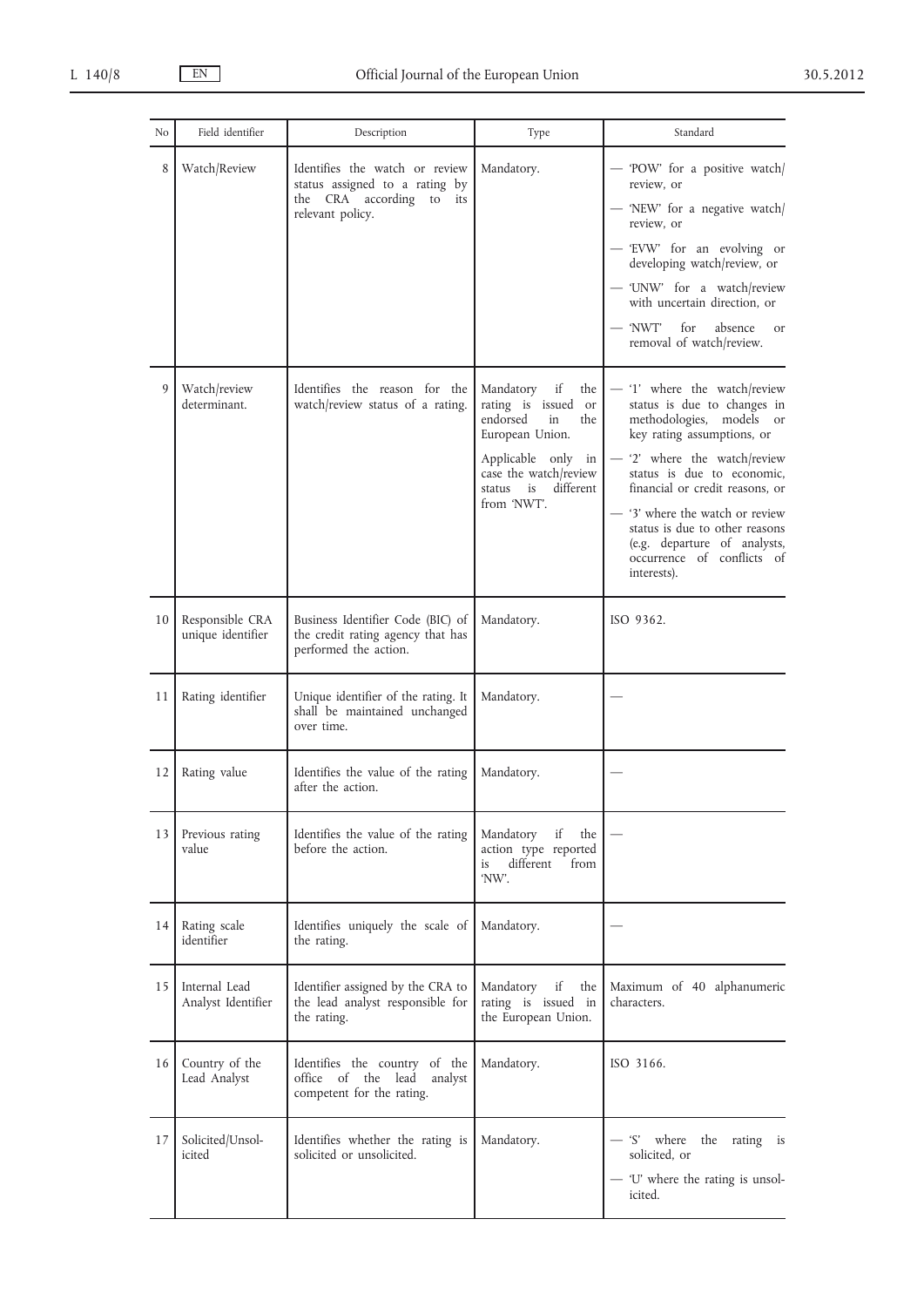| No | Field identifier | Description | Type | Standard |
|---|---|---|---|---|
| 8 | Watch/Review | Identifies the watch or review status assigned to a rating by the CRA according to its relevant policy. | Mandatory. | — 'POW' for a positive watch/review, or<br>— 'NEW' for a negative watch/review, or<br>— 'EVW' for an evolving or developing watch/review, or<br>— 'UNW' for a watch/review with uncertain direction, or<br>— 'NWT' for absence or removal of watch/review. |
| 9 | Watch/review determinant. | Identifies the reason for the watch/review status of a rating. | Mandatory if the rating is issued or endorsed in the European Union.<br>Applicable only in case the watch/review status is different from 'NWT'. | — '1' where the watch/review status is due to changes in methodologies, models or key rating assumptions, or<br>— '2' where the watch/review status is due to economic, financial or credit reasons, or<br>— '3' where the watch or review status is due to other reasons (e.g. departure of analysts, occurrence of conflicts of interests). |
| 10 | Responsible CRA unique identifier | Business Identifier Code (BIC) of the credit rating agency that has performed the action. | Mandatory. | ISO 9362. |
| 11 | Rating identifier | Unique identifier of the rating. It shall be maintained unchanged over time. | Mandatory. | — |
| 12 | Rating value | Identifies the value of the rating after the action. | Mandatory. | — |
| 13 | Previous rating value | Identifies the value of the rating before the action. | Mandatory if the action type reported is different from 'NW'. | — |
| 14 | Rating scale identifier | Identifies uniquely the scale of the rating. | Mandatory. | — |
| 15 | Internal Lead Analyst Identifier | Identifier assigned by the CRA to the lead analyst responsible for the rating. | Mandatory if the rating is issued in the European Union. | Maximum of 40 alphanumeric characters. |
| 16 | Country of the Lead Analyst | Identifies the country of the office of the lead analyst competent for the rating. | Mandatory. | ISO 3166. |
| 17 | Solicited/Unsolicited | Identifies whether the rating is solicited or unsolicited. | Mandatory. | — 'S' where the rating is solicited, or<br>— 'U' where the rating is unsolicited. |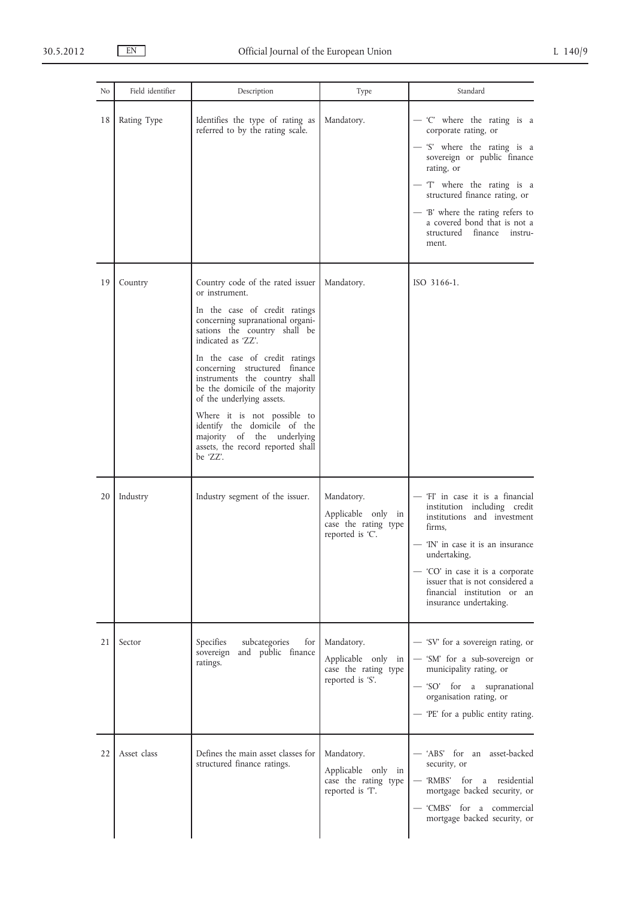| No | Field identifier | Description | Type | Standard |
|---|---|---|---|---|
| 18 | Rating Type | Identifies the type of rating as referred to by the rating scale. | Mandatory. | — 'C' where the rating is a corporate rating, or<br>— 'S' where the rating is a sovereign or public finance rating, or<br>— 'T' where the rating is a structured finance rating, or<br>— 'B' where the rating refers to a covered bond that is not a structured finance instrument. |
| 19 | Country | Country code of the rated issuer or instrument.<br>In the case of credit ratings concerning supranational organisations the country shall be indicated as 'ZZ'.<br>In the case of credit ratings concerning structured finance instruments the country shall be the domicile of the majority of the underlying assets.<br>Where it is not possible to identify the domicile of the majority of the underlying assets, the record reported shall be 'ZZ'. | Mandatory. | ISO 3166-1. |
| 20 | Industry | Industry segment of the issuer. | Mandatory.<br>Applicable only in case the rating type reported is 'C'. | — 'FI' in case it is a financial institution including credit institutions and investment firms,<br>— 'IN' in case it is an insurance undertaking,<br>— 'CO' in case it is a corporate issuer that is not considered a financial institution or an insurance undertaking. |
| 21 | Sector | Specifies subcategories for sovereign and public finance ratings. | Mandatory.<br>Applicable only in case the rating type reported is 'S'. | — 'SV' for a sovereign rating, or<br>— 'SM' for a sub-sovereign or municipality rating, or<br>— 'SO' for a supranational organisation rating, or<br>— 'PE' for a public entity rating. |
| 22 | Asset class | Defines the main asset classes for structured finance ratings. | Mandatory.<br>Applicable only in case the rating type reported is 'T'. | — 'ABS' for an asset-backed security, or<br>— 'RMBS' for a residential mortgage backed security, or<br>— 'CMBS' for a commercial mortgage backed security, or |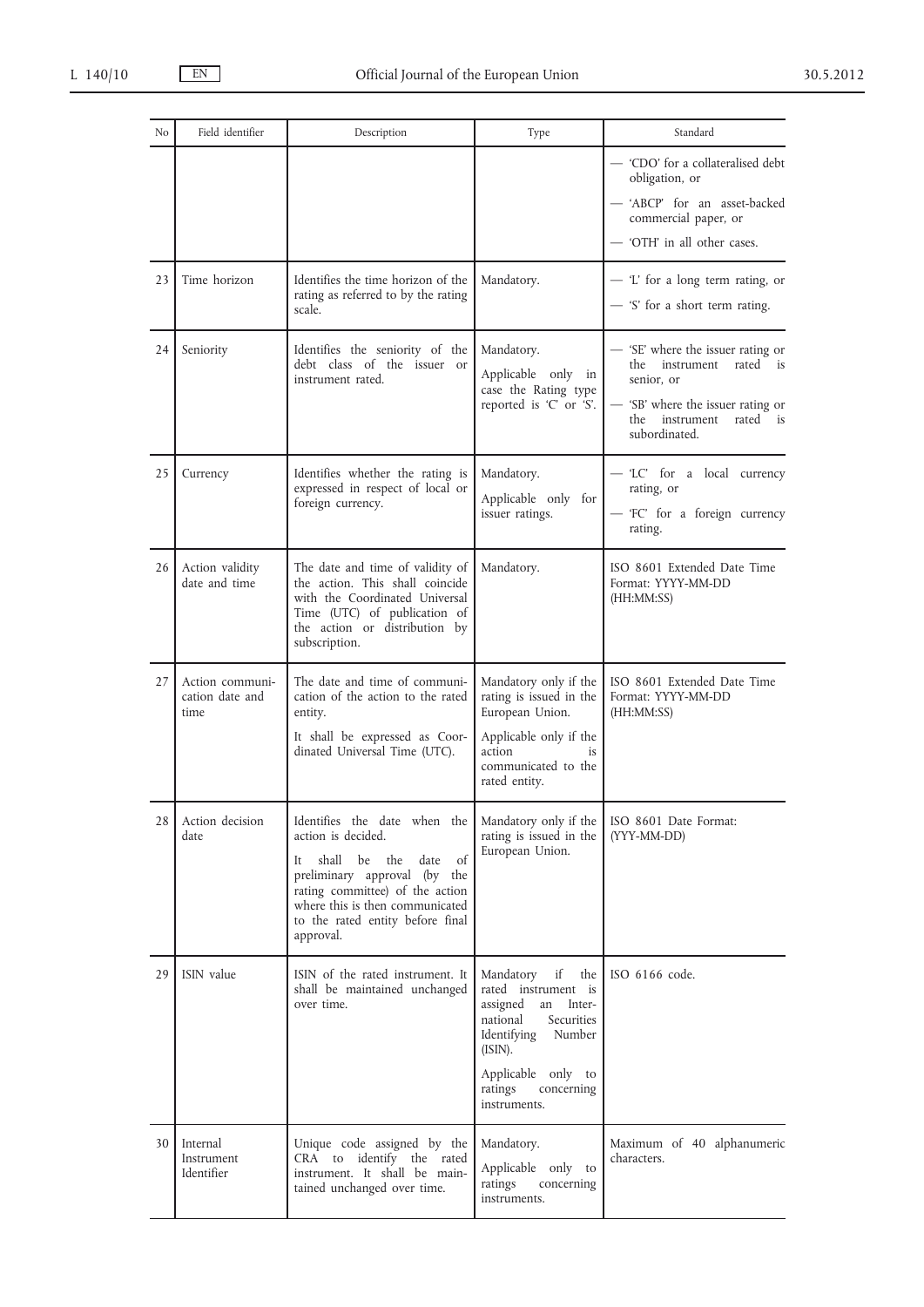| No | Field identifier | Description | Type | Standard |
|---|---|---|---|---|
| | | | | — 'CDO' for a collateralised debt obligation, or<br>— 'ABCP' for an asset-backed commercial paper, or<br>— 'OTH' in all other cases. |
| 23 | Time horizon | Identifies the time horizon of the rating as referred to by the rating scale. | Mandatory. | — 'L' for a long term rating, or<br>— 'S' for a short term rating. |
| 24 | Seniority | Identifies the seniority of the debt class of the issuer or instrument rated. | Mandatory.<br>Applicable only in case the Rating type reported is 'C' or 'S'. | — 'SE' where the issuer rating or the instrument rated is senior, or<br>— 'SB' where the issuer rating or the instrument rated is subordinated. |
| 25 | Currency | Identifies whether the rating is expressed in respect of local or foreign currency. | Mandatory.<br>Applicable only for issuer ratings. | — 'LC' for a local currency rating, or<br>— 'FC' for a foreign currency rating. |
| 26 | Action validity date and time | The date and time of validity of the action. This shall coincide with the Coordinated Universal Time (UTC) of publication of the action or distribution by subscription. | Mandatory. | ISO 8601 Extended Date Time Format: YYYY-MM-DD (HH:MM:SS) |
| 27 | Action communication date and time | The date and time of communication of the action to the rated entity.<br>It shall be expressed as Coordinated Universal Time (UTC). | Mandatory only if the rating is issued in the European Union.<br>Applicable only if the action is communicated to the rated entity. | ISO 8601 Extended Date Time Format: YYYY-MM-DD (HH:MM:SS) |
| 28 | Action decision date | Identifies the date when the action is decided.<br>It shall be the date of preliminary approval (by the rating committee) of the action where this is then communicated to the rated entity before final approval. | Mandatory only if the rating is issued in the European Union. | ISO 8601 Date Format: (YYY-MM-DD) |
| 29 | ISIN value | ISIN of the rated instrument. It shall be maintained unchanged over time. | Mandatory if the rated instrument is assigned an International Securities Identifying Number (ISIN).<br>Applicable only to ratings concerning instruments. | ISO 6166 code. |
| 30 | Internal Instrument Identifier | Unique code assigned by the CRA to identify the rated instrument. It shall be maintained unchanged over time. | Mandatory.<br>Applicable only to ratings concerning instruments. | Maximum of 40 alphanumeric characters. |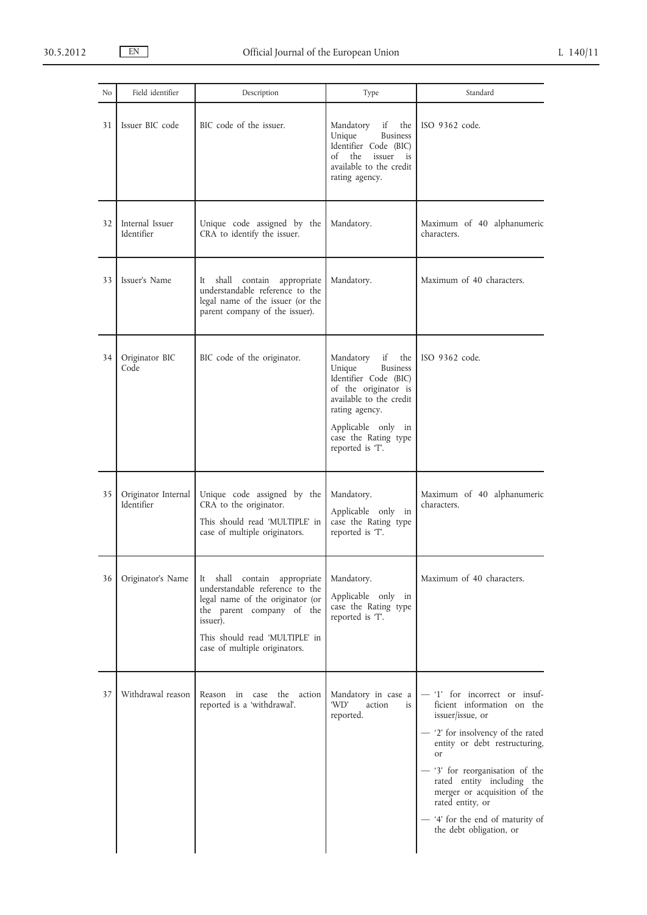| No | Field identifier | Description | Type | Standard |
|---|---|---|---|---|
| 31 | Issuer BIC code | BIC code of the issuer. | Mandatory if the Unique Business Identifier Code (BIC) of the issuer is available to the credit rating agency. | ISO 9362 code. |
| 32 | Internal Issuer Identifier | Unique code assigned by the CRA to identify the issuer. | Mandatory. | Maximum of 40 alphanumeric characters. |
| 33 | Issuer's Name | It shall contain appropriate understandable reference to the legal name of the issuer (or the parent company of the issuer). | Mandatory. | Maximum of 40 characters. |
| 34 | Originator BIC Code | BIC code of the originator. | Mandatory if the Unique Business Identifier Code (BIC) of the originator is available to the credit rating agency.<br><br>Applicable only in case the Rating type reported is 'T'. | ISO 9362 code. |
| 35 | Originator Internal Identifier | Unique code assigned by the CRA to the originator.<br><br>This should read 'MULTIPLE' in case of multiple originators. | Mandatory.<br><br>Applicable only in case the Rating type reported is 'T'. | Maximum of 40 alphanumeric characters. |
| 36 | Originator's Name | It shall contain appropriate understandable reference to the legal name of the originator (or the parent company of the issuer).<br><br>This should read 'MULTIPLE' in case of multiple originators. | Mandatory.<br><br>Applicable only in case the Rating type reported is 'T'. | Maximum of 40 characters. |
| 37 | Withdrawal reason | Reason in case the action reported is a 'withdrawal'. | Mandatory in case a 'WD' action is reported. | — '1' for incorrect or insufficient information on the issuer/issue, or<br><br>— '2' for insolvency of the rated entity or debt restructuring, or<br><br>— '3' for reorganisation of the rated entity including the merger or acquisition of the rated entity, or<br><br>— '4' for the end of maturity of the debt obligation, or |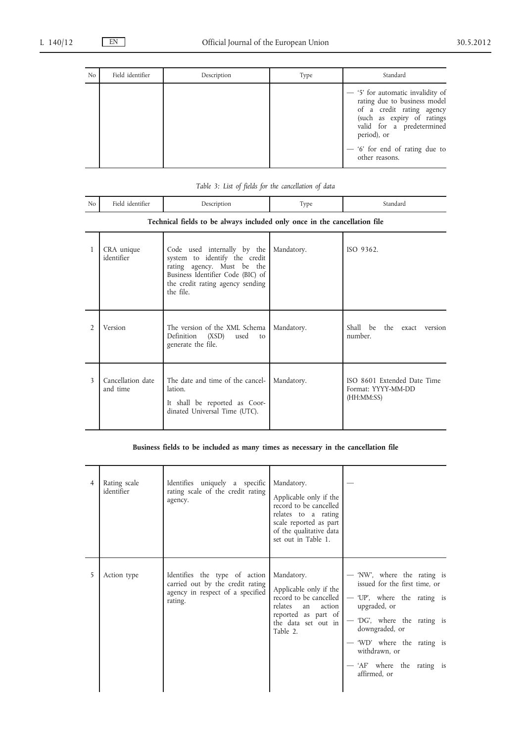| No | Field identifier | Description | Type | Standard |
|---|---|---|---|---|
| | | | | — '5' for automatic invalidity of rating due to business model of a credit rating agency (such as expiry of ratings valid for a predetermined period), or<br>— '6' for end of rating due to other reasons. |

*Table 3: List of fields for the cancellation of data*

| No | Field identifier | Description | Type | Standard |
|---|---|---|---|---|
| **Technical fields to be always included only once in the cancellation file** | | | | |
| 1 | CRA unique identifier | Code used internally by the system to identify the credit rating agency. Must be the Business Identifier Code (BIC) of the credit rating agency sending the file. | Mandatory. | ISO 9362. |
| 2 | Version | The version of the XML Schema Definition (XSD) used to generate the file. | Mandatory. | Shall be the exact version number. |
| 3 | Cancellation date and time | The date and time of the cancellation.<br>It shall be reported as Coordinated Universal Time (UTC). | Mandatory. | ISO 8601 Extended Date Time Format: YYYY-MM-DD (HH:MM:SS) |
| **Business fields to be included as many times as necessary in the cancellation file** | | | | |
| 4 | Rating scale identifier | Identifies uniquely a specific rating scale of the credit rating agency. | Mandatory.<br>Applicable only if the record to be cancelled relates to a rating scale reported as part of the qualitative data set out in Table 1. | — |
| 5 | Action type | Identifies the type of action carried out by the credit rating agency in respect of a specified rating. | Mandatory.<br>Applicable only if the record to be cancelled relates an action reported as part of the data set out in Table 2. | — 'NW', where the rating is issued for the first time, or<br>— 'UP', where the rating is upgraded, or<br>— 'DG', where the rating is downgraded, or<br>— 'WD' where the rating is withdrawn, or<br>— 'AF' where the rating is affirmed, or |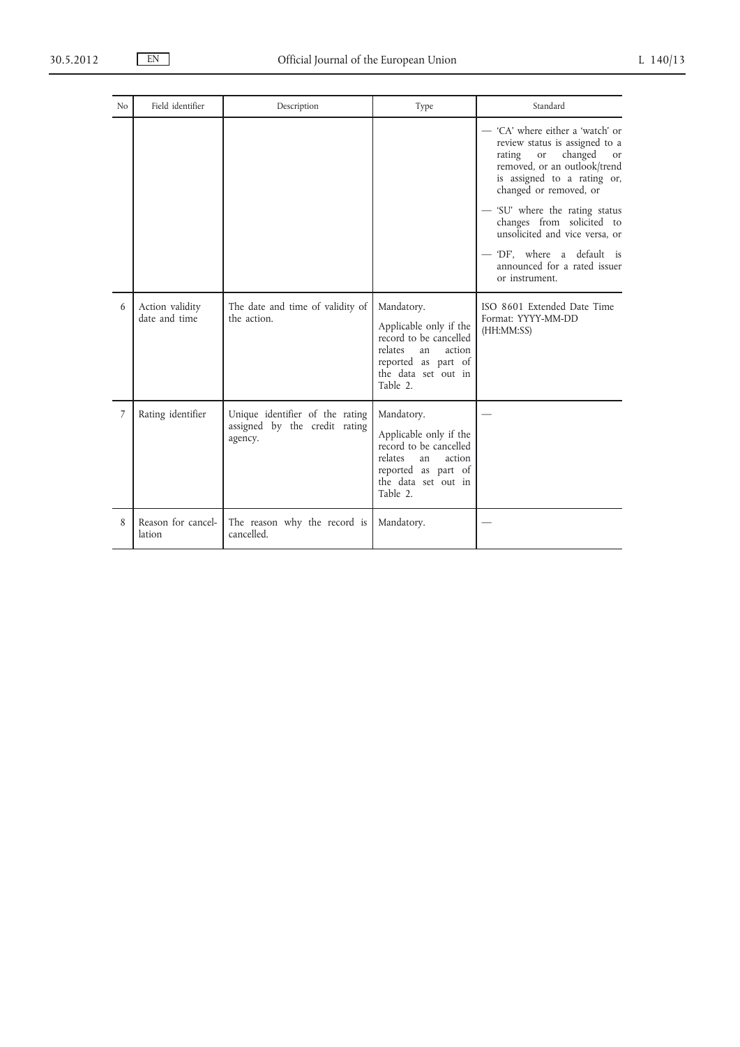| No | Field identifier | Description | Type | Standard |
| --- | --- | --- | --- | --- |
| | | | | — 'CA' where either a 'watch' or review status is assigned to a rating or changed or removed, or an outlook/trend is assigned to a rating or, changed or removed, or<br>— 'SU' where the rating status changes from solicited to unsolicited and vice versa, or<br>— 'DF', where a default is announced for a rated issuer or instrument. |
| 6 | Action validity date and time | The date and time of validity of the action. | Mandatory.<br>Applicable only if the record to be cancelled relates an action reported as part of the data set out in Table 2. | ISO 8601 Extended Date Time Format: YYYY-MM-DD (HH:MM:SS) |
| 7 | Rating identifier | Unique identifier of the rating assigned by the credit rating agency. | Mandatory.<br>Applicable only if the record to be cancelled relates an action reported as part of the data set out in Table 2. | — |
| 8 | Reason for cancellation | The reason why the record is cancelled. | Mandatory. | — |